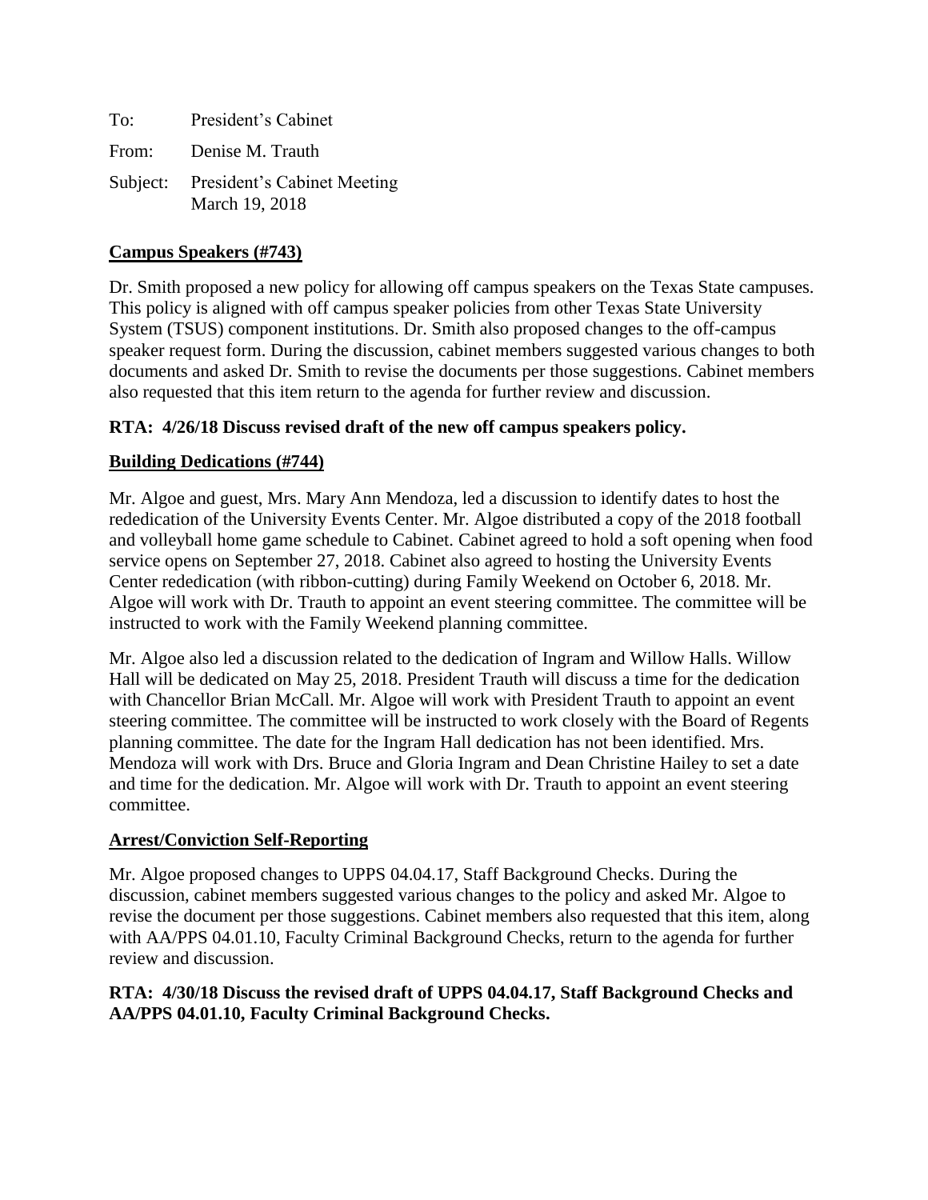To: President's Cabinet

From: Denise M. Trauth

Subject: President's Cabinet Meeting
March 19, 2018

## Campus Speakers (#743)

Dr. Smith proposed a new policy for allowing off campus speakers on the Texas State campuses. This policy is aligned with off campus speaker policies from other Texas State University System (TSUS) component institutions. Dr. Smith also proposed changes to the off-campus speaker request form. During the discussion, cabinet members suggested various changes to both documents and asked Dr. Smith to revise the documents per those suggestions. Cabinet members also requested that this item return to the agenda for further review and discussion.

**RTA: 4/26/18 Discuss revised draft of the new off campus speakers policy.**

## Building Dedications (#744)

Mr. Algoe and guest, Mrs. Mary Ann Mendoza, led a discussion to identify dates to host the rededication of the University Events Center. Mr. Algoe distributed a copy of the 2018 football and volleyball home game schedule to Cabinet. Cabinet agreed to hold a soft opening when food service opens on September 27, 2018. Cabinet also agreed to hosting the University Events Center rededication (with ribbon-cutting) during Family Weekend on October 6, 2018. Mr. Algoe will work with Dr. Trauth to appoint an event steering committee. The committee will be instructed to work with the Family Weekend planning committee.

Mr. Algoe also led a discussion related to the dedication of Ingram and Willow Halls. Willow Hall will be dedicated on May 25, 2018. President Trauth will discuss a time for the dedication with Chancellor Brian McCall. Mr. Algoe will work with President Trauth to appoint an event steering committee. The committee will be instructed to work closely with the Board of Regents planning committee. The date for the Ingram Hall dedication has not been identified. Mrs. Mendoza will work with Drs. Bruce and Gloria Ingram and Dean Christine Hailey to set a date and time for the dedication. Mr. Algoe will work with Dr. Trauth to appoint an event steering committee.

## Arrest/Conviction Self-Reporting

Mr. Algoe proposed changes to UPPS 04.04.17, Staff Background Checks. During the discussion, cabinet members suggested various changes to the policy and asked Mr. Algoe to revise the document per those suggestions. Cabinet members also requested that this item, along with AA/PPS 04.01.10, Faculty Criminal Background Checks, return to the agenda for further review and discussion.

**RTA: 4/30/18 Discuss the revised draft of UPPS 04.04.17, Staff Background Checks and AA/PPS 04.01.10, Faculty Criminal Background Checks.**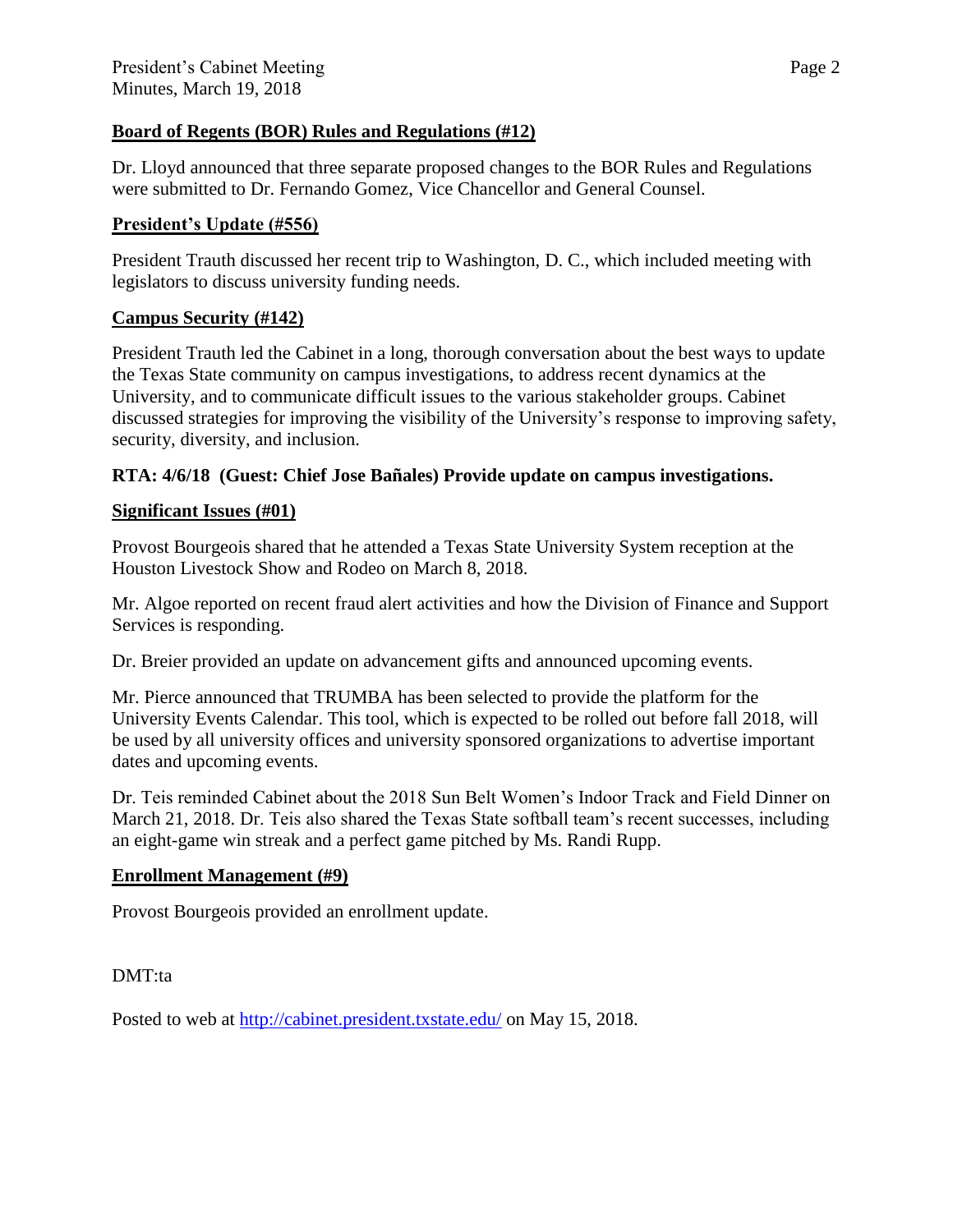**Board of Regents (BOR) Rules and Regulations (#12)**

Dr. Lloyd announced that three separate proposed changes to the BOR Rules and Regulations were submitted to Dr. Fernando Gomez, Vice Chancellor and General Counsel.

**President's Update (#556)**

President Trauth discussed her recent trip to Washington, D. C., which included meeting with legislators to discuss university funding needs.

**Campus Security (#142)**

President Trauth led the Cabinet in a long, thorough conversation about the best ways to update the Texas State community on campus investigations, to address recent dynamics at the University, and to communicate difficult issues to the various stakeholder groups. Cabinet discussed strategies for improving the visibility of the University's response to improving safety, security, diversity, and inclusion.

**RTA: 4/6/18 (Guest: Chief Jose Bañales) Provide update on campus investigations.**

**Significant Issues (#01)**

Provost Bourgeois shared that he attended a Texas State University System reception at the Houston Livestock Show and Rodeo on March 8, 2018.

Mr. Algoe reported on recent fraud alert activities and how the Division of Finance and Support Services is responding.

Dr. Breier provided an update on advancement gifts and announced upcoming events.

Mr. Pierce announced that TRUMBA has been selected to provide the platform for the University Events Calendar. This tool, which is expected to be rolled out before fall 2018, will be used by all university offices and university sponsored organizations to advertise important dates and upcoming events.

Dr. Teis reminded Cabinet about the 2018 Sun Belt Women's Indoor Track and Field Dinner on March 21, 2018. Dr. Teis also shared the Texas State softball team's recent successes, including an eight-game win streak and a perfect game pitched by Ms. Randi Rupp.

**Enrollment Management (#9)**

Provost Bourgeois provided an enrollment update.

DMT:ta

Posted to web at http://cabinet.president.txstate.edu/ on May 15, 2018.